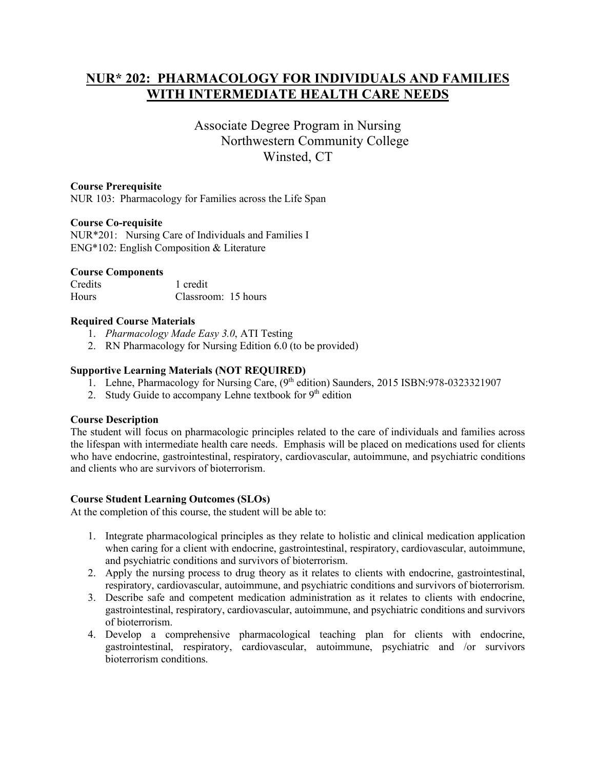# NUR* 202: PHARMACOLOGY FOR INDIVIDUALS AND FAMILIES WITH INTERMEDIATE HEALTH CARE NEEDS

Associate Degree Program in Nursing
Northwestern Community College
Winsted, CT

**Course Prerequisite**
NUR 103: Pharmacology for Families across the Life Span

**Course Co-requisite**
NUR*201: Nursing Care of Individuals and Families I
ENG*102: English Composition & Literature

**Course Components**

| Credits | 1 credit |
|---|---|
| Hours | Classroom: 15 hours |

**Required Course Materials**

1. *Pharmacology Made Easy 3.0*, ATI Testing
2. RN Pharmacology for Nursing Edition 6.0 (to be provided)

**Supportive Learning Materials (NOT REQUIRED)**

1. Lehne, Pharmacology for Nursing Care, (9th edition) Saunders, 2015 ISBN:978-0323321907
2. Study Guide to accompany Lehne textbook for 9th edition

**Course Description**
The student will focus on pharmacologic principles related to the care of individuals and families across the lifespan with intermediate health care needs. Emphasis will be placed on medications used for clients who have endocrine, gastrointestinal, respiratory, cardiovascular, autoimmune, and psychiatric conditions and clients who are survivors of bioterrorism.

**Course Student Learning Outcomes (SLOs)**
At the completion of this course, the student will be able to:

1. Integrate pharmacological principles as they relate to holistic and clinical medication application when caring for a client with endocrine, gastrointestinal, respiratory, cardiovascular, autoimmune, and psychiatric conditions and survivors of bioterrorism.
2. Apply the nursing process to drug theory as it relates to clients with endocrine, gastrointestinal, respiratory, cardiovascular, autoimmune, and psychiatric conditions and survivors of bioterrorism.
3. Describe safe and competent medication administration as it relates to clients with endocrine, gastrointestinal, respiratory, cardiovascular, autoimmune, and psychiatric conditions and survivors of bioterrorism.
4. Develop a comprehensive pharmacological teaching plan for clients with endocrine, gastrointestinal, respiratory, cardiovascular, autoimmune, psychiatric and /or survivors bioterrorism conditions.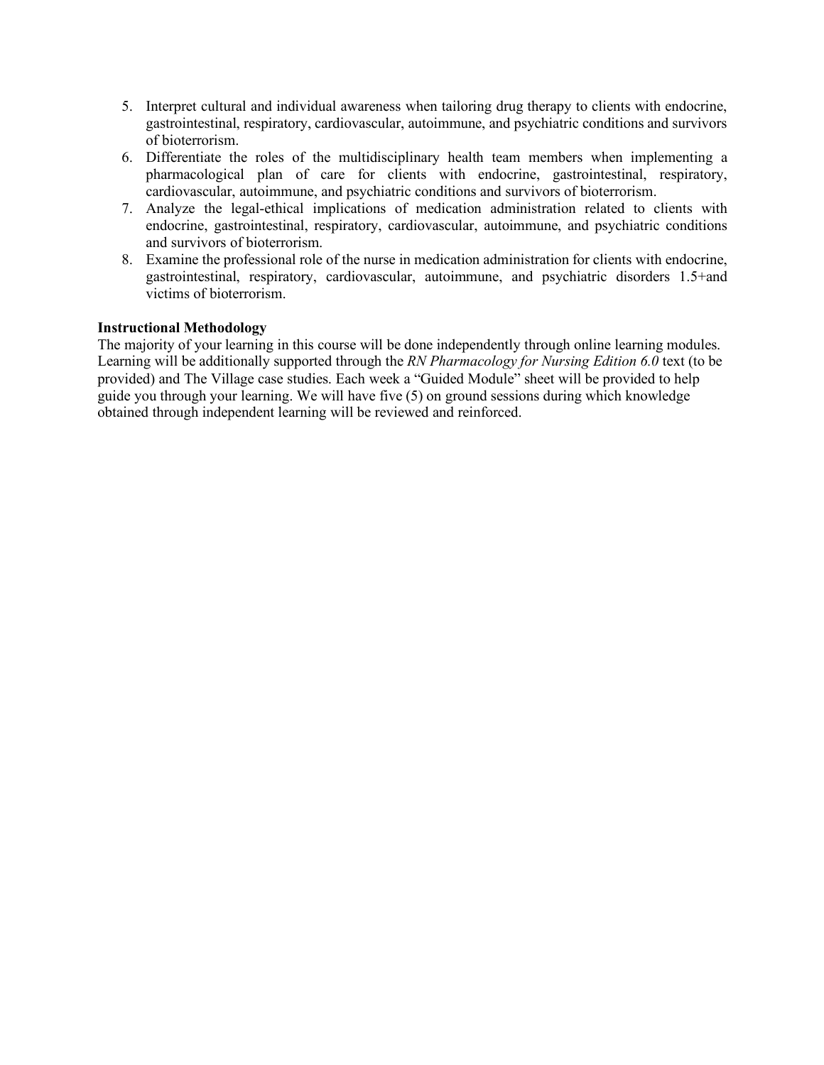5. Interpret cultural and individual awareness when tailoring drug therapy to clients with endocrine, gastrointestinal, respiratory, cardiovascular, autoimmune, and psychiatric conditions and survivors of bioterrorism.
6. Differentiate the roles of the multidisciplinary health team members when implementing a pharmacological plan of care for clients with endocrine, gastrointestinal, respiratory, cardiovascular, autoimmune, and psychiatric conditions and survivors of bioterrorism.
7. Analyze the legal-ethical implications of medication administration related to clients with endocrine, gastrointestinal, respiratory, cardiovascular, autoimmune, and psychiatric conditions and survivors of bioterrorism.
8. Examine the professional role of the nurse in medication administration for clients with endocrine, gastrointestinal, respiratory, cardiovascular, autoimmune, and psychiatric disorders 1.5+and victims of bioterrorism.

**Instructional Methodology**

The majority of your learning in this course will be done independently through online learning modules. Learning will be additionally supported through the *RN Pharmacology for Nursing Edition 6.0* text (to be provided) and The Village case studies. Each week a "Guided Module" sheet will be provided to help guide you through your learning. We will have five (5) on ground sessions during which knowledge obtained through independent learning will be reviewed and reinforced.